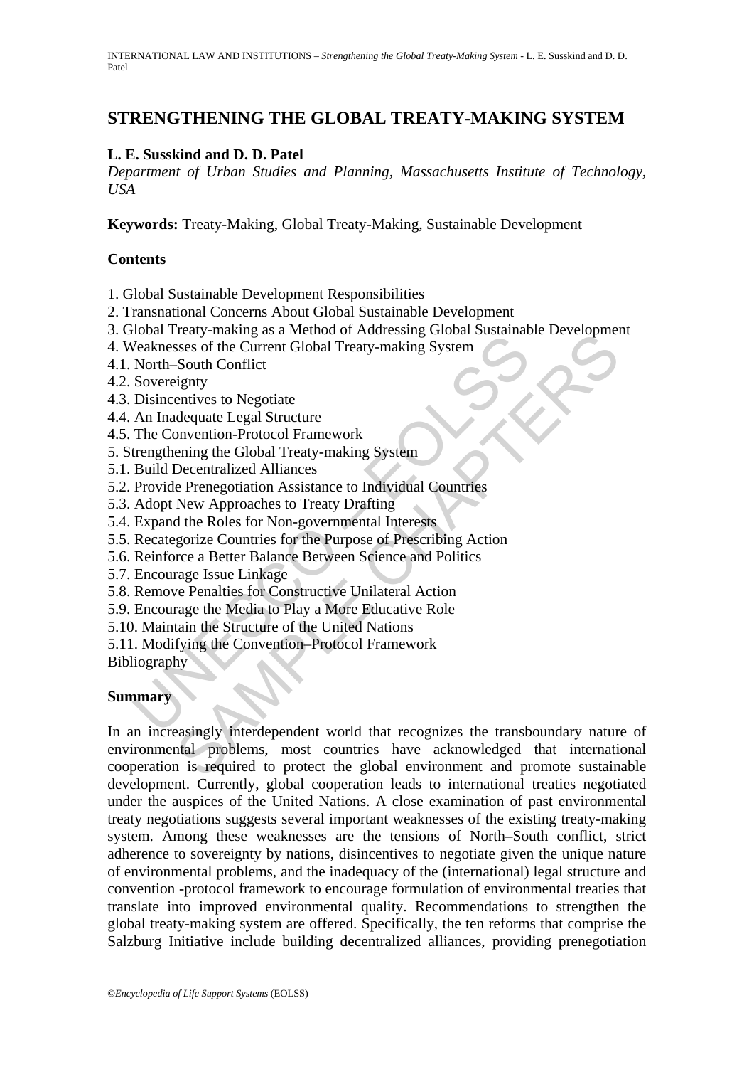# STRENGTHENING THE GLOBAL TREATY-MAKING SYSTEM

**L. E. Susskind and D. D. Patel**

*Department of Urban Studies and Planning, Massachusetts Institute of Technology, USA*

**Keywords:** Treaty-Making, Global Treaty-Making, Sustainable Development

## Contents

1. Global Sustainable Development Responsibilities
2. Transnational Concerns About Global Sustainable Development
3. Global Treaty-making as a Method of Addressing Global Sustainable Development
4. Weaknesses of the Current Global Treaty-making System
4.1. North–South Conflict
4.2. Sovereignty
4.3. Disincentives to Negotiate
4.4. An Inadequate Legal Structure
4.5. The Convention-Protocol Framework
5. Strengthening the Global Treaty-making System
5.1. Build Decentralized Alliances
5.2. Provide Prenegotiation Assistance to Individual Countries
5.3. Adopt New Approaches to Treaty Drafting
5.4. Expand the Roles for Non-governmental Interests
5.5. Recategorize Countries for the Purpose of Prescribing Action
5.6. Reinforce a Better Balance Between Science and Politics
5.7. Encourage Issue Linkage
5.8. Remove Penalties for Constructive Unilateral Action
5.9. Encourage the Media to Play a More Educative Role
5.10. Maintain the Structure of the United Nations
5.11. Modifying the Convention–Protocol Framework

Bibliography

## Summary

In an increasingly interdependent world that recognizes the transboundary nature of environmental problems, most countries have acknowledged that international cooperation is required to protect the global environment and promote sustainable development. Currently, global cooperation leads to international treaties negotiated under the auspices of the United Nations. A close examination of past environmental treaty negotiations suggests several important weaknesses of the existing treaty-making system. Among these weaknesses are the tensions of North–South conflict, strict adherence to sovereignty by nations, disincentives to negotiate given the unique nature of environmental problems, and the inadequacy of the (international) legal structure and convention -protocol framework to encourage formulation of environmental treaties that translate into improved environmental quality. Recommendations to strengthen the global treaty-making system are offered. Specifically, the ten reforms that comprise the Salzburg Initiative include building decentralized alliances, providing prenegotiation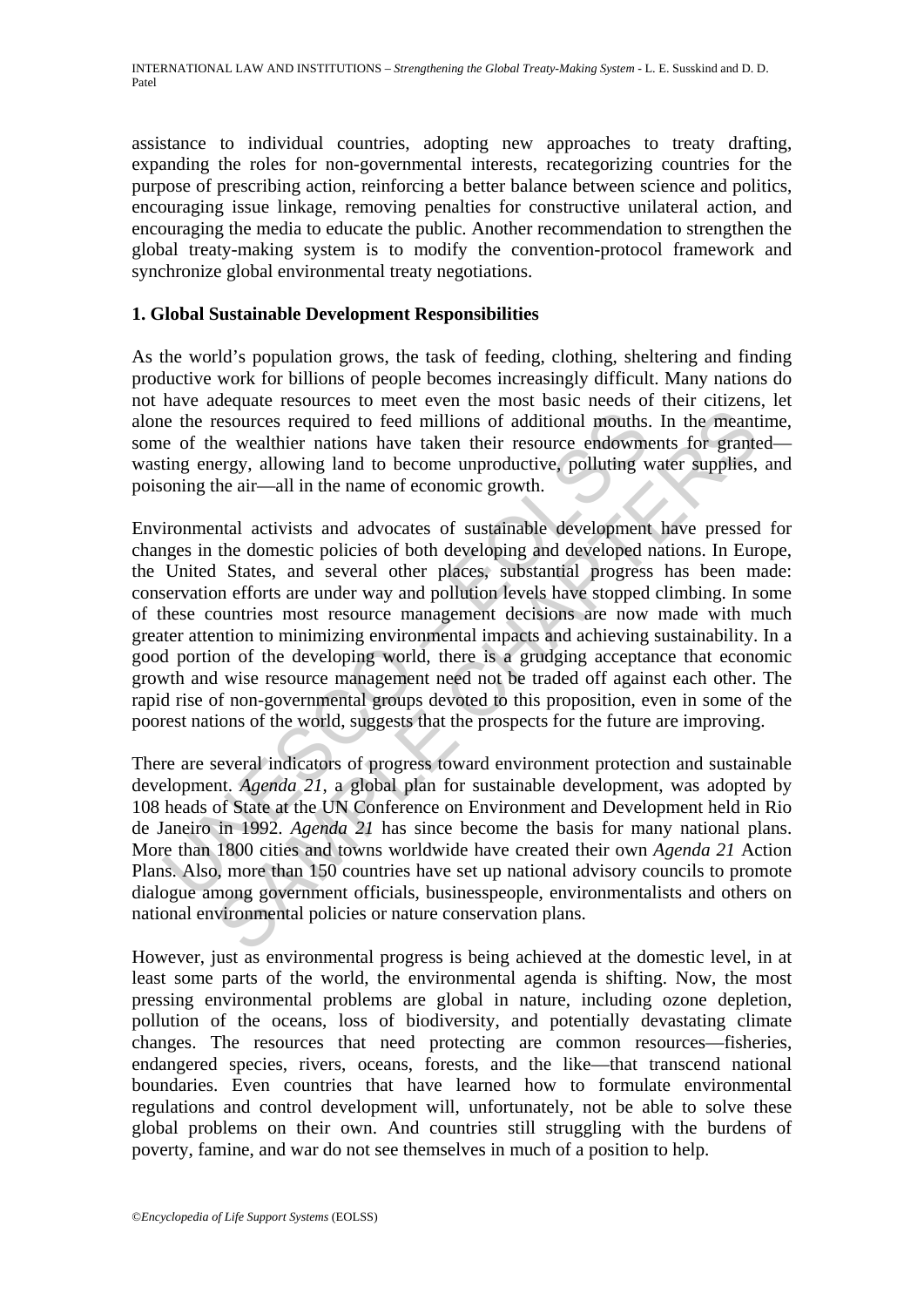assistance to individual countries, adopting new approaches to treaty drafting, expanding the roles for non-governmental interests, recategorizing countries for the purpose of prescribing action, reinforcing a better balance between science and politics, encouraging issue linkage, removing penalties for constructive unilateral action, and encouraging the media to educate the public. Another recommendation to strengthen the global treaty-making system is to modify the convention-protocol framework and synchronize global environmental treaty negotiations.

## 1. Global Sustainable Development Responsibilities

As the world's population grows, the task of feeding, clothing, sheltering and finding productive work for billions of people becomes increasingly difficult. Many nations do not have adequate resources to meet even the most basic needs of their citizens, let alone the resources required to feed millions of additional mouths. In the meantime, some of the wealthier nations have taken their resource endowments for granted—wasting energy, allowing land to become unproductive, polluting water supplies, and poisoning the air—all in the name of economic growth.

Environmental activists and advocates of sustainable development have pressed for changes in the domestic policies of both developing and developed nations. In Europe, the United States, and several other places, substantial progress has been made: conservation efforts are under way and pollution levels have stopped climbing. In some of these countries most resource management decisions are now made with much greater attention to minimizing environmental impacts and achieving sustainability. In a good portion of the developing world, there is a grudging acceptance that economic growth and wise resource management need not be traded off against each other. The rapid rise of non-governmental groups devoted to this proposition, even in some of the poorest nations of the world, suggests that the prospects for the future are improving.

There are several indicators of progress toward environment protection and sustainable development. *Agenda 21*, a global plan for sustainable development, was adopted by 108 heads of State at the UN Conference on Environment and Development held in Rio de Janeiro in 1992. *Agenda 21* has since become the basis for many national plans. More than 1800 cities and towns worldwide have created their own *Agenda 21* Action Plans. Also, more than 150 countries have set up national advisory councils to promote dialogue among government officials, businesspeople, environmentalists and others on national environmental policies or nature conservation plans.

However, just as environmental progress is being achieved at the domestic level, in at least some parts of the world, the environmental agenda is shifting. Now, the most pressing environmental problems are global in nature, including ozone depletion, pollution of the oceans, loss of biodiversity, and potentially devastating climate changes. The resources that need protecting are common resources—fisheries, endangered species, rivers, oceans, forests, and the like—that transcend national boundaries. Even countries that have learned how to formulate environmental regulations and control development will, unfortunately, not be able to solve these global problems on their own. And countries still struggling with the burdens of poverty, famine, and war do not see themselves in much of a position to help.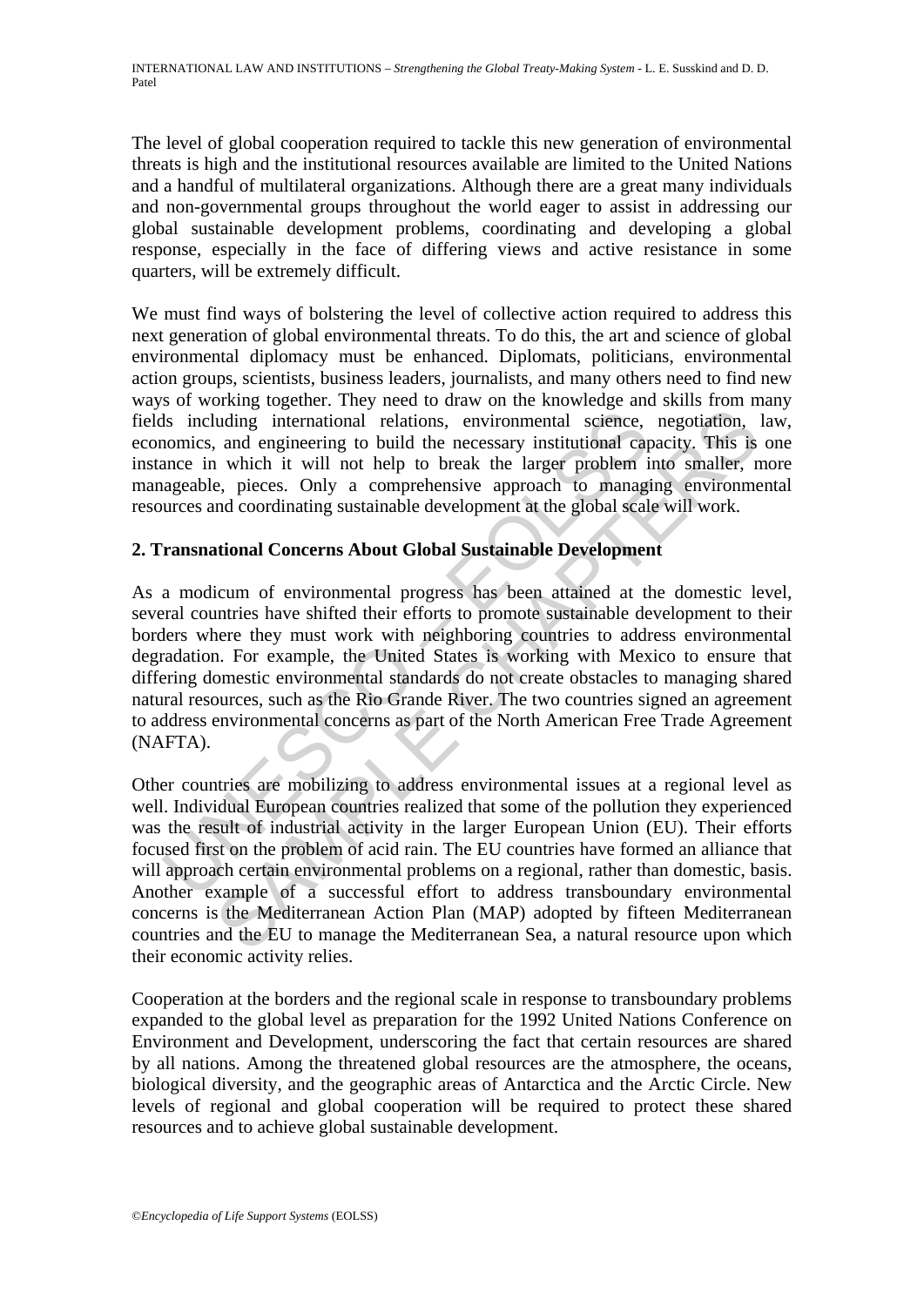The level of global cooperation required to tackle this new generation of environmental threats is high and the institutional resources available are limited to the United Nations and a handful of multilateral organizations. Although there are a great many individuals and non-governmental groups throughout the world eager to assist in addressing our global sustainable development problems, coordinating and developing a global response, especially in the face of differing views and active resistance in some quarters, will be extremely difficult.

We must find ways of bolstering the level of collective action required to address this next generation of global environmental threats. To do this, the art and science of global environmental diplomacy must be enhanced. Diplomats, politicians, environmental action groups, scientists, business leaders, journalists, and many others need to find new ways of working together. They need to draw on the knowledge and skills from many fields including international relations, environmental science, negotiation, law, economics, and engineering to build the necessary institutional capacity. This is one instance in which it will not help to break the larger problem into smaller, more manageable, pieces. Only a comprehensive approach to managing environmental resources and coordinating sustainable development at the global scale will work.

## 2. Transnational Concerns About Global Sustainable Development

As a modicum of environmental progress has been attained at the domestic level, several countries have shifted their efforts to promote sustainable development to their borders where they must work with neighboring countries to address environmental degradation. For example, the United States is working with Mexico to ensure that differing domestic environmental standards do not create obstacles to managing shared natural resources, such as the Rio Grande River. The two countries signed an agreement to address environmental concerns as part of the North American Free Trade Agreement (NAFTA).

Other countries are mobilizing to address environmental issues at a regional level as well. Individual European countries realized that some of the pollution they experienced was the result of industrial activity in the larger European Union (EU). Their efforts focused first on the problem of acid rain. The EU countries have formed an alliance that will approach certain environmental problems on a regional, rather than domestic, basis. Another example of a successful effort to address transboundary environmental concerns is the Mediterranean Action Plan (MAP) adopted by fifteen Mediterranean countries and the EU to manage the Mediterranean Sea, a natural resource upon which their economic activity relies.

Cooperation at the borders and the regional scale in response to transboundary problems expanded to the global level as preparation for the 1992 United Nations Conference on Environment and Development, underscoring the fact that certain resources are shared by all nations. Among the threatened global resources are the atmosphere, the oceans, biological diversity, and the geographic areas of Antarctica and the Arctic Circle. New levels of regional and global cooperation will be required to protect these shared resources and to achieve global sustainable development.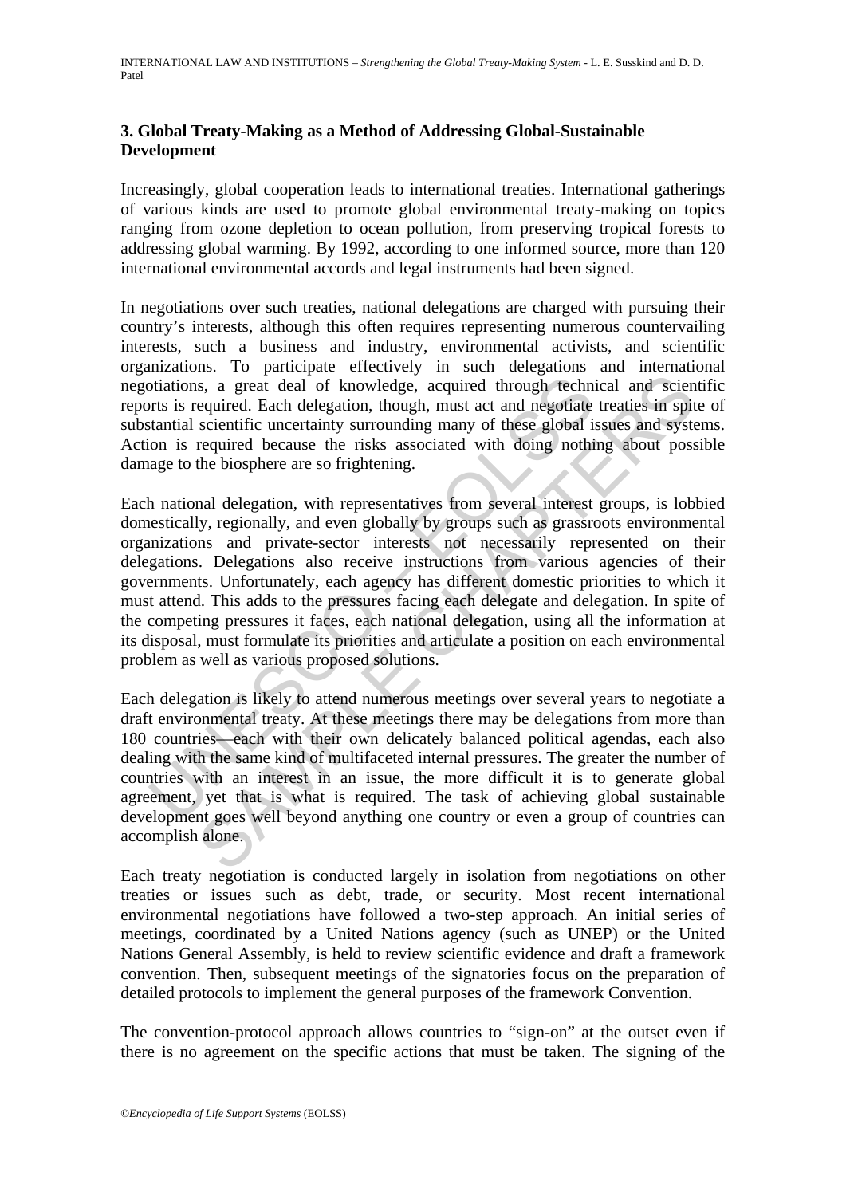### 3. Global Treaty-Making as a Method of Addressing Global-Sustainable Development

Increasingly, global cooperation leads to international treaties. International gatherings of various kinds are used to promote global environmental treaty-making on topics ranging from ozone depletion to ocean pollution, from preserving tropical forests to addressing global warming. By 1992, according to one informed source, more than 120 international environmental accords and legal instruments had been signed.

In negotiations over such treaties, national delegations are charged with pursuing their country's interests, although this often requires representing numerous countervailing interests, such a business and industry, environmental activists, and scientific organizations. To participate effectively in such delegations and international negotiations, a great deal of knowledge, acquired through technical and scientific reports is required. Each delegation, though, must act and negotiate treaties in spite of substantial scientific uncertainty surrounding many of these global issues and systems. Action is required because the risks associated with doing nothing about possible damage to the biosphere are so frightening.

Each national delegation, with representatives from several interest groups, is lobbied domestically, regionally, and even globally by groups such as grassroots environmental organizations and private-sector interests not necessarily represented on their delegations. Delegations also receive instructions from various agencies of their governments. Unfortunately, each agency has different domestic priorities to which it must attend. This adds to the pressures facing each delegate and delegation. In spite of the competing pressures it faces, each national delegation, using all the information at its disposal, must formulate its priorities and articulate a position on each environmental problem as well as various proposed solutions.

Each delegation is likely to attend numerous meetings over several years to negotiate a draft environmental treaty. At these meetings there may be delegations from more than 180 countries—each with their own delicately balanced political agendas, each also dealing with the same kind of multifaceted internal pressures. The greater the number of countries with an interest in an issue, the more difficult it is to generate global agreement, yet that is what is required. The task of achieving global sustainable development goes well beyond anything one country or even a group of countries can accomplish alone.

Each treaty negotiation is conducted largely in isolation from negotiations on other treaties or issues such as debt, trade, or security. Most recent international environmental negotiations have followed a two-step approach. An initial series of meetings, coordinated by a United Nations agency (such as UNEP) or the United Nations General Assembly, is held to review scientific evidence and draft a framework convention. Then, subsequent meetings of the signatories focus on the preparation of detailed protocols to implement the general purposes of the framework Convention.

The convention-protocol approach allows countries to "sign-on" at the outset even if there is no agreement on the specific actions that must be taken. The signing of the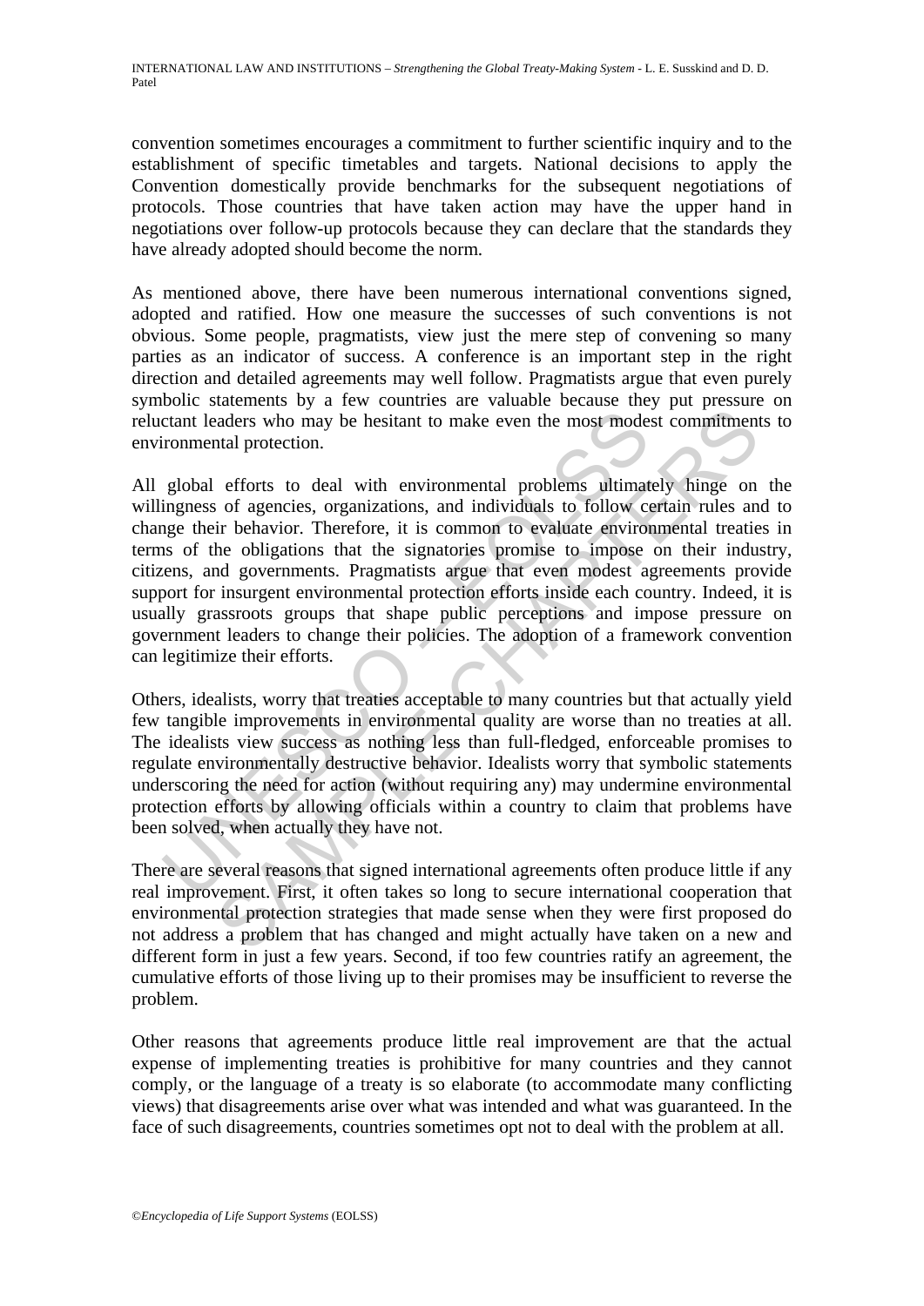convention sometimes encourages a commitment to further scientific inquiry and to the establishment of specific timetables and targets. National decisions to apply the Convention domestically provide benchmarks for the subsequent negotiations of protocols. Those countries that have taken action may have the upper hand in negotiations over follow-up protocols because they can declare that the standards they have already adopted should become the norm.

As mentioned above, there have been numerous international conventions signed, adopted and ratified. How one measure the successes of such conventions is not obvious. Some people, pragmatists, view just the mere step of convening so many parties as an indicator of success. A conference is an important step in the right direction and detailed agreements may well follow. Pragmatists argue that even purely symbolic statements by a few countries are valuable because they put pressure on reluctant leaders who may be hesitant to make even the most modest commitments to environmental protection.

All global efforts to deal with environmental problems ultimately hinge on the willingness of agencies, organizations, and individuals to follow certain rules and to change their behavior. Therefore, it is common to evaluate environmental treaties in terms of the obligations that the signatories promise to impose on their industry, citizens, and governments. Pragmatists argue that even modest agreements provide support for insurgent environmental protection efforts inside each country. Indeed, it is usually grassroots groups that shape public perceptions and impose pressure on government leaders to change their policies. The adoption of a framework convention can legitimize their efforts.

Others, idealists, worry that treaties acceptable to many countries but that actually yield few tangible improvements in environmental quality are worse than no treaties at all. The idealists view success as nothing less than full-fledged, enforceable promises to regulate environmentally destructive behavior. Idealists worry that symbolic statements underscoring the need for action (without requiring any) may undermine environmental protection efforts by allowing officials within a country to claim that problems have been solved, when actually they have not.

There are several reasons that signed international agreements often produce little if any real improvement. First, it often takes so long to secure international cooperation that environmental protection strategies that made sense when they were first proposed do not address a problem that has changed and might actually have taken on a new and different form in just a few years. Second, if too few countries ratify an agreement, the cumulative efforts of those living up to their promises may be insufficient to reverse the problem.

Other reasons that agreements produce little real improvement are that the actual expense of implementing treaties is prohibitive for many countries and they cannot comply, or the language of a treaty is so elaborate (to accommodate many conflicting views) that disagreements arise over what was intended and what was guaranteed. In the face of such disagreements, countries sometimes opt not to deal with the problem at all.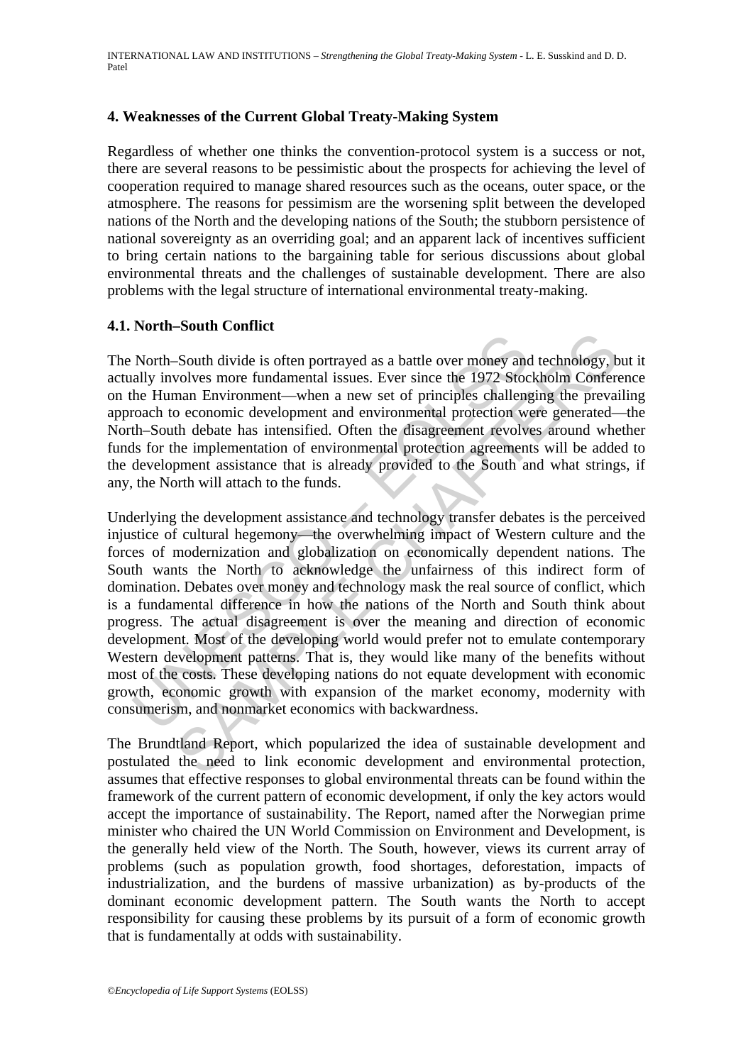## 4. Weaknesses of the Current Global Treaty-Making System

Regardless of whether one thinks the convention-protocol system is a success or not, there are several reasons to be pessimistic about the prospects for achieving the level of cooperation required to manage shared resources such as the oceans, outer space, or the atmosphere. The reasons for pessimism are the worsening split between the developed nations of the North and the developing nations of the South; the stubborn persistence of national sovereignty as an overriding goal; and an apparent lack of incentives sufficient to bring certain nations to the bargaining table for serious discussions about global environmental threats and the challenges of sustainable development. There are also problems with the legal structure of international environmental treaty-making.

### 4.1. North–South Conflict

The North–South divide is often portrayed as a battle over money and technology, but it actually involves more fundamental issues. Ever since the 1972 Stockholm Conference on the Human Environment—when a new set of principles challenging the prevailing approach to economic development and environmental protection were generated—the North–South debate has intensified. Often the disagreement revolves around whether funds for the implementation of environmental protection agreements will be added to the development assistance that is already provided to the South and what strings, if any, the North will attach to the funds.

Underlying the development assistance and technology transfer debates is the perceived injustice of cultural hegemony—the overwhelming impact of Western culture and the forces of modernization and globalization on economically dependent nations. The South wants the North to acknowledge the unfairness of this indirect form of domination. Debates over money and technology mask the real source of conflict, which is a fundamental difference in how the nations of the North and South think about progress. The actual disagreement is over the meaning and direction of economic development. Most of the developing world would prefer not to emulate contemporary Western development patterns. That is, they would like many of the benefits without most of the costs. These developing nations do not equate development with economic growth, economic growth with expansion of the market economy, modernity with consumerism, and nonmarket economics with backwardness.

The Brundtland Report, which popularized the idea of sustainable development and postulated the need to link economic development and environmental protection, assumes that effective responses to global environmental threats can be found within the framework of the current pattern of economic development, if only the key actors would accept the importance of sustainability. The Report, named after the Norwegian prime minister who chaired the UN World Commission on Environment and Development, is the generally held view of the North. The South, however, views its current array of problems (such as population growth, food shortages, deforestation, impacts of industrialization, and the burdens of massive urbanization) as by-products of the dominant economic development pattern. The South wants the North to accept responsibility for causing these problems by its pursuit of a form of economic growth that is fundamentally at odds with sustainability.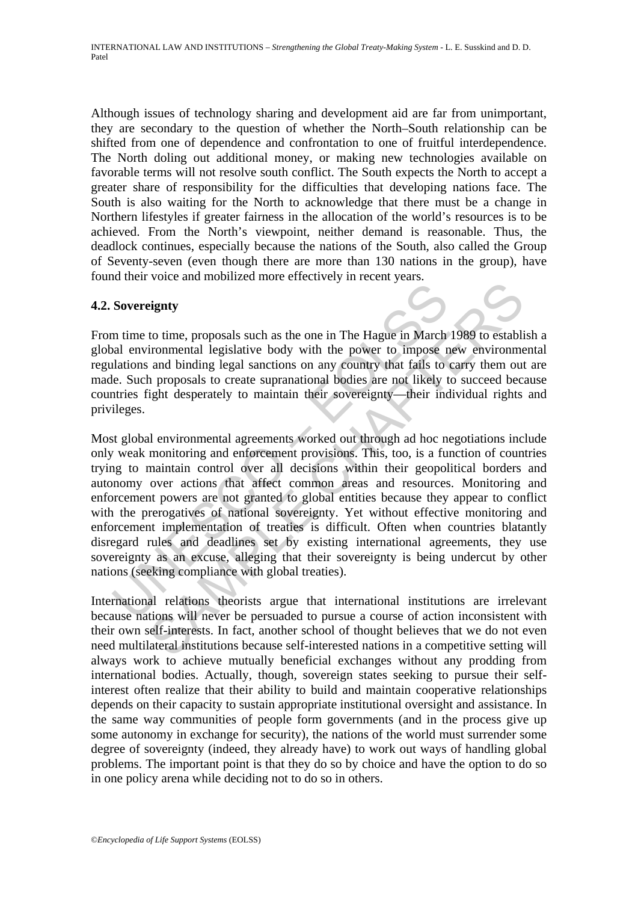Although issues of technology sharing and development aid are far from unimportant, they are secondary to the question of whether the North–South relationship can be shifted from one of dependence and confrontation to one of fruitful interdependence. The North doling out additional money, or making new technologies available on favorable terms will not resolve south conflict. The South expects the North to accept a greater share of responsibility for the difficulties that developing nations face. The South is also waiting for the North to acknowledge that there must be a change in Northern lifestyles if greater fairness in the allocation of the world's resources is to be achieved. From the North's viewpoint, neither demand is reasonable. Thus, the deadlock continues, especially because the nations of the South, also called the Group of Seventy-seven (even though there are more than 130 nations in the group), have found their voice and mobilized more effectively in recent years.

### 4.2. Sovereignty

From time to time, proposals such as the one in The Hague in March 1989 to establish a global environmental legislative body with the power to impose new environmental regulations and binding legal sanctions on any country that fails to carry them out are made. Such proposals to create supranational bodies are not likely to succeed because countries fight desperately to maintain their sovereignty—their individual rights and privileges.

Most global environmental agreements worked out through ad hoc negotiations include only weak monitoring and enforcement provisions. This, too, is a function of countries trying to maintain control over all decisions within their geopolitical borders and autonomy over actions that affect common areas and resources. Monitoring and enforcement powers are not granted to global entities because they appear to conflict with the prerogatives of national sovereignty. Yet without effective monitoring and enforcement implementation of treaties is difficult. Often when countries blatantly disregard rules and deadlines set by existing international agreements, they use sovereignty as an excuse, alleging that their sovereignty is being undercut by other nations (seeking compliance with global treaties).

International relations theorists argue that international institutions are irrelevant because nations will never be persuaded to pursue a course of action inconsistent with their own self-interests. In fact, another school of thought believes that we do not even need multilateral institutions because self-interested nations in a competitive setting will always work to achieve mutually beneficial exchanges without any prodding from international bodies. Actually, though, sovereign states seeking to pursue their self-interest often realize that their ability to build and maintain cooperative relationships depends on their capacity to sustain appropriate institutional oversight and assistance. In the same way communities of people form governments (and in the process give up some autonomy in exchange for security), the nations of the world must surrender some degree of sovereignty (indeed, they already have) to work out ways of handling global problems. The important point is that they do so by choice and have the option to do so in one policy arena while deciding not to do so in others.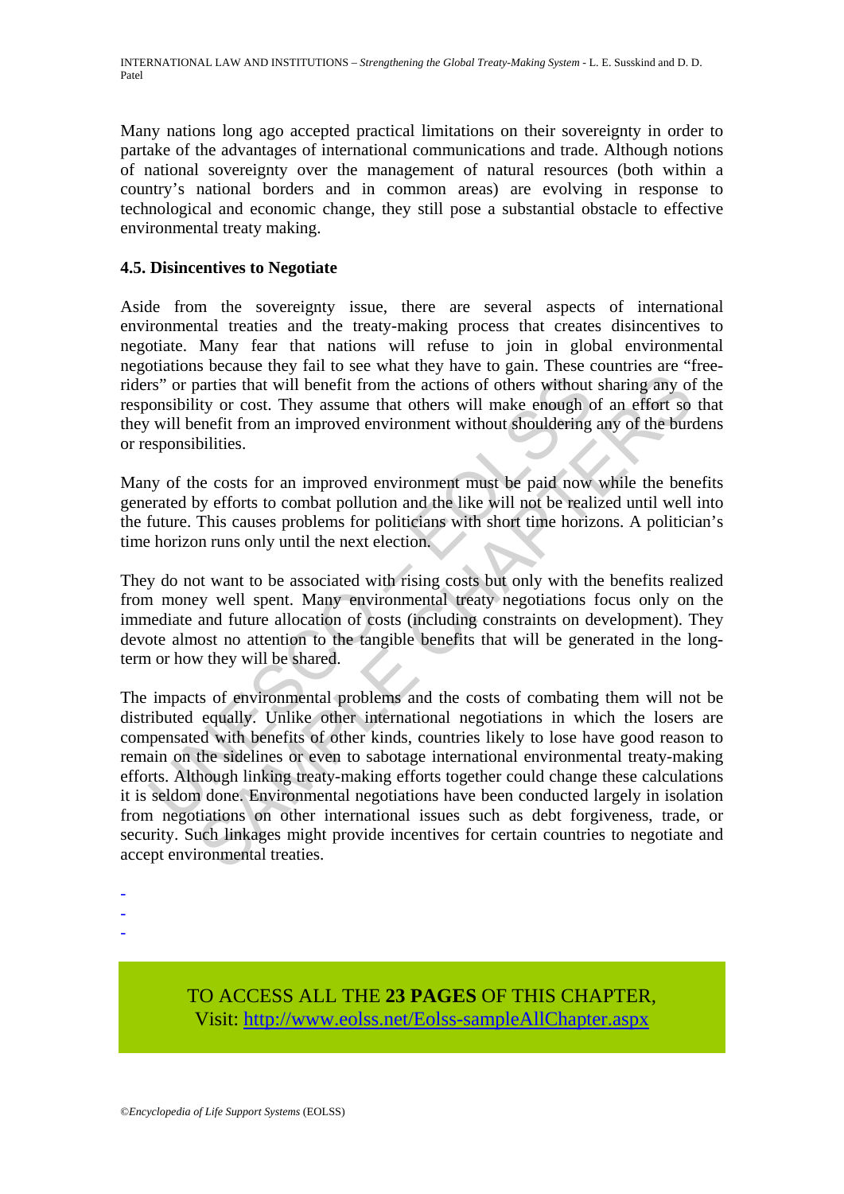Many nations long ago accepted practical limitations on their sovereignty in order to partake of the advantages of international communications and trade. Although notions of national sovereignty over the management of natural resources (both within a country's national borders and in common areas) are evolving in response to technological and economic change, they still pose a substantial obstacle to effective environmental treaty making.

### 4.5. Disincentives to Negotiate

Aside from the sovereignty issue, there are several aspects of international environmental treaties and the treaty-making process that creates disincentives to negotiate. Many fear that nations will refuse to join in global environmental negotiations because they fail to see what they have to gain. These countries are "free-riders" or parties that will benefit from the actions of others without sharing any of the responsibility or cost. They assume that others will make enough of an effort so that they will benefit from an improved environment without shouldering any of the burdens or responsibilities.

Many of the costs for an improved environment must be paid now while the benefits generated by efforts to combat pollution and the like will not be realized until well into the future. This causes problems for politicians with short time horizons. A politician's time horizon runs only until the next election.

They do not want to be associated with rising costs but only with the benefits realized from money well spent. Many environmental treaty negotiations focus only on the immediate and future allocation of costs (including constraints on development). They devote almost no attention to the tangible benefits that will be generated in the long-term or how they will be shared.

The impacts of environmental problems and the costs of combating them will not be distributed equally. Unlike other international negotiations in which the losers are compensated with benefits of other kinds, countries likely to lose have good reason to remain on the sidelines or even to sabotage international environmental treaty-making efforts. Although linking treaty-making efforts together could change these calculations it is seldom done. Environmental negotiations have been conducted largely in isolation from negotiations on other international issues such as debt forgiveness, trade, or security. Such linkages might provide incentives for certain countries to negotiate and accept environmental treaties.

-
-
-

TO ACCESS ALL THE **23 PAGES** OF THIS CHAPTER,
Visit: http://www.eolss.net/Eolss-sampleAllChapter.aspx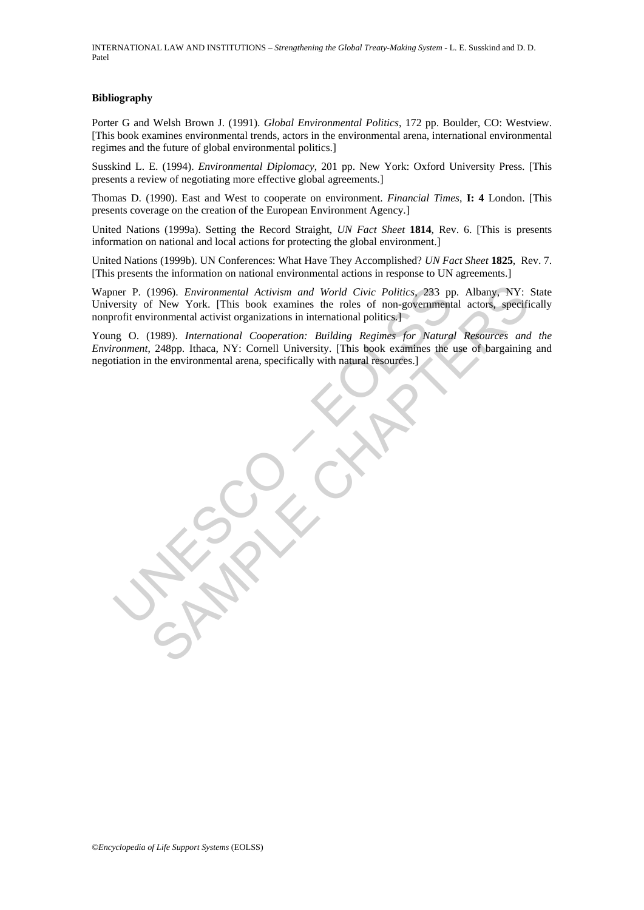**Bibliography**

Porter G and Welsh Brown J. (1991). *Global Environmental Politics*, 172 pp. Boulder, CO: Westview. [This book examines environmental trends, actors in the environmental arena, international environmental regimes and the future of global environmental politics.]

Susskind L. E. (1994). *Environmental Diplomacy*, 201 pp. New York: Oxford University Press. [This presents a review of negotiating more effective global agreements.]

Thomas D. (1990). East and West to cooperate on environment. *Financial Times*, **I: 4** London. [This presents coverage on the creation of the European Environment Agency.]

United Nations (1999a). Setting the Record Straight, *UN Fact Sheet* **1814**, Rev. 6. [This is presents information on national and local actions for protecting the global environment.]

United Nations (1999b). UN Conferences: What Have They Accomplished? *UN Fact Sheet* **1825**, Rev. 7. [This presents the information on national environmental actions in response to UN agreements.]

Wapner P. (1996). *Environmental Activism and World Civic Politics*, 233 pp. Albany, NY: State University of New York. [This book examines the roles of non-governmental actors, specifically nonprofit environmental activist organizations in international politics.]

Young O. (1989). *International Cooperation: Building Regimes for Natural Resources and the Environment*, 248pp. Ithaca, NY: Cornell University. [This book examines the use of bargaining and negotiation in the environmental arena, specifically with natural resources.]